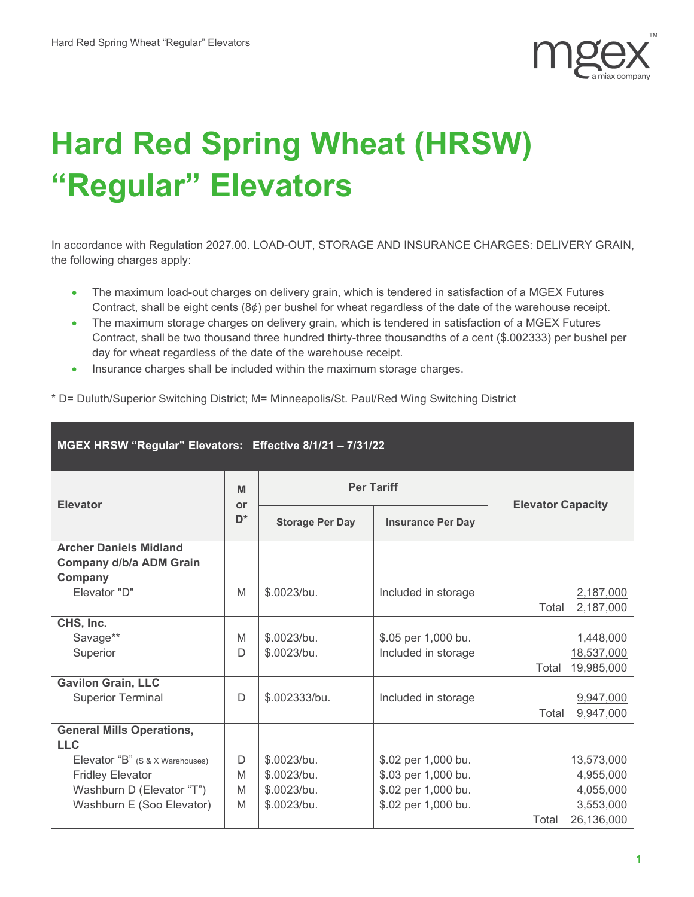# Hard Red Spring Wheat (HRSW) "Regular" Elevators

In accordance with Regulation 2027.00. LOAD-OUT, STORAGE AND INSURANCE CHARGES: DELIVERY GRAIN, the following charges apply:

- The maximum load-out charges on delivery grain, which is tendered in satisfaction of a MGEX Futures Contract, shall be eight cents (8¢) per bushel for wheat regardless of the date of the warehouse receipt.
- The maximum storage charges on delivery grain, which is tendered in satisfaction of a MGEX Futures Contract, shall be two thousand three hundred thirty-three thousandths of a cent ($.002333) per bushel per day for wheat regardless of the date of the warehouse receipt.
- Insurance charges shall be included within the maximum storage charges.

* D= Duluth/Superior Switching District; M= Minneapolis/St. Paul/Red Wing Switching District

**MGEX HRSW "Regular" Elevators: Effective 8/1/21 – 7/31/22**

| Elevator | M or D* | Per Tariff | | Elevator Capacity |
|---|---|---|---|---|
| | | Storage Per Day | Insurance Per Day | |
| **Archer Daniels Midland Company d/b/a ADM Grain Company** | | | | |
| Elevator "D" | M | $.0023/bu. | Included in storage | 2,187,000 |
| | | | | Total 2,187,000 |
| **CHS, Inc.** | | | | |
| Savage** | M | $.0023/bu. | $.05 per 1,000 bu. | 1,448,000 |
| Superior | D | $.0023/bu. | Included in storage | 18,537,000 |
| | | | | Total 19,985,000 |
| **Gavilon Grain, LLC** | | | | |
| Superior Terminal | D | $.002333/bu. | Included in storage | 9,947,000 |
| | | | | Total 9,947,000 |
| **General Mills Operations, LLC** | | | | |
| Elevator "B" (S & X Warehouses) | D | $.0023/bu. | $.02 per 1,000 bu. | 13,573,000 |
| Fridley Elevator | M | $.0023/bu. | $.03 per 1,000 bu. | 4,955,000 |
| Washburn D (Elevator "T") | M | $.0023/bu. | $.02 per 1,000 bu. | 4,055,000 |
| Washburn E (Soo Elevator) | M | $.0023/bu. | $.02 per 1,000 bu. | 3,553,000 |
| | | | | Total 26,136,000 |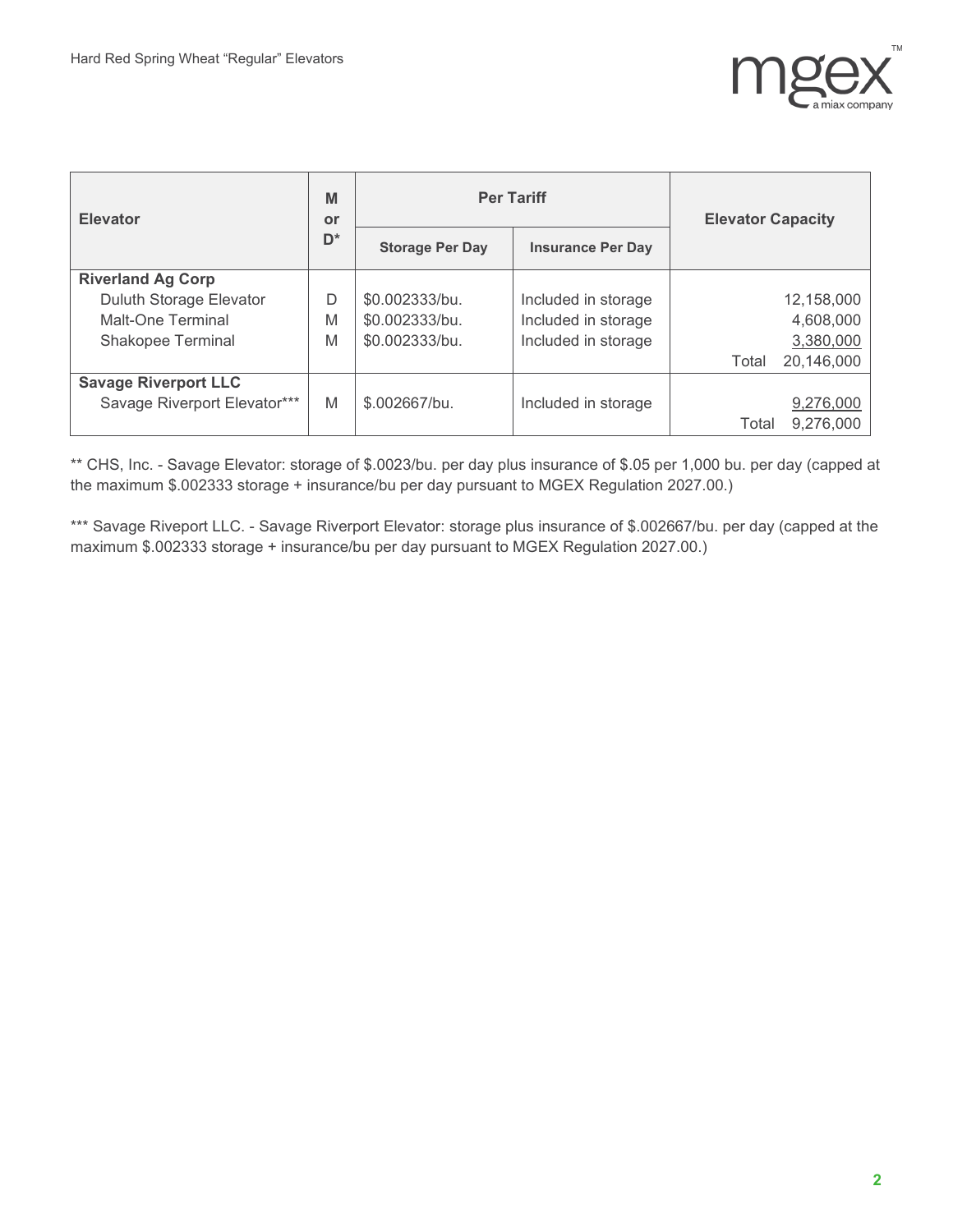| Elevator | M or D* | Per Tariff | | Elevator Capacity |
|---|---|---|---|---|
| | | Storage Per Day | Insurance Per Day | |
| **Riverland Ag Corp** | | | | |
| Duluth Storage Elevator | D | $0.002333/bu. | Included in storage | 12,158,000 |
| Malt-One Terminal | M | $0.002333/bu. | Included in storage | 4,608,000 |
| Shakopee Terminal | M | $0.002333/bu. | Included in storage | 3,380,000 |
| | | | | Total 20,146,000 |
| **Savage Riverport LLC** | | | | |
| Savage Riverport Elevator*** | M | $.002667/bu. | Included in storage | 9,276,000 |
| | | | | Total 9,276,000 |

** CHS, Inc. - Savage Elevator: storage of $.0023/bu. per day plus insurance of $.05 per 1,000 bu. per day (capped at the maximum $.002333 storage + insurance/bu per day pursuant to MGEX Regulation 2027.00.)

*** Savage Riveport LLC. - Savage Riverport Elevator: storage plus insurance of $.002667/bu. per day (capped at the maximum $.002333 storage + insurance/bu per day pursuant to MGEX Regulation 2027.00.)